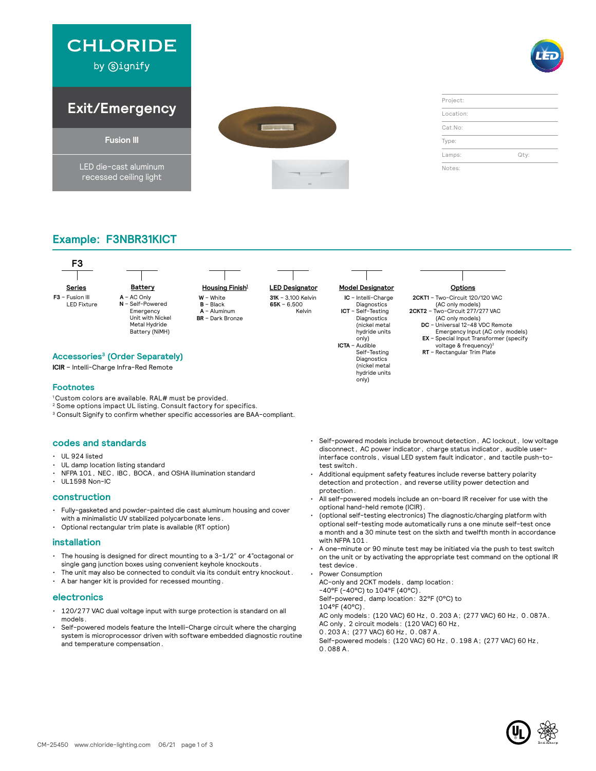# CHLORIDE

by Signify

## Exit/Emergency

### Fusion III

LED die-cast aluminum recessed ceiling light

| | |
|---|---|
| Project: | |
| Location: | |
| Cat.No: | |
| Type: | |
| Lamps: | Qty: |
| Notes: | |

## Example: F3NBR31KICT

| Series | Battery | Housing Finish[1] | LED Designator | Model Designator | Options |
|---|---|---|---|---|---|
| **F3** – Fusion III LED Fixture | **A** – AC Only | **W** – White | **31K** – 3,100 Kelvin | **IC** – Intelli-Charge Diagnostics | **2CKT1** – Two-Circuit 120/120 VAC (AC only models) |
| | **N** – Self-Powered Emergency Unit with Nickel Metal Hydride Battery (NiMH) | **B** – Black | **65K** – 6,500 Kelvin | **ICT** – Self-Testing Diagnostics (nickel metal hydride units only) | **2CKT2** – Two-Circuit 277/277 VAC (AC only models) |
| | | **A** – Aluminum | | **ICTA** – Audible Self-Testing Diagnostics (nickel metal hydride units only) | **DC** – Universal 12-48 VDC Remote Emergency Input (AC only models) |
| | | **BR** – Dark Bronze | | | **EX** – Special Input Transformer (specify voltage & frequency)[2] |
| | | | | | **RT** – Rectangular Trim Plate |

### Accessories[3] (Order Separately)

**ICIR** – Intelli-Charge Infra-Red Remote

### Footnotes

[1] Custom colors are available. RAL# must be provided.
[2] Some options impact UL listing. Consult factory for specifics.
[3] Consult Signify to confirm whether specific accessories are BAA-compliant.

## codes and standards

- UL 924 listed
- UL damp location listing standard
- NFPA 101, NEC, IBC, BOCA, and OSHA illumination standard
- UL1598 Non-IC

## construction

- Fully-gasketed and powder-painted die cast aluminum housing and cover with a minimalistic UV stabilized polycarbonate lens.
- Optional rectangular trim plate is available (RT option)

## installation

- The housing is designed for direct mounting to a 3-1/2" or 4"octagonal or single gang junction boxes using convenient keyhole knockouts.
- The unit may also be connected to conduit via its conduit entry knockout.
- A bar hanger kit is provided for recessed mounting.

## electronics

- 120/277 VAC dual voltage input with surge protection is standard on all models.
- Self-powered models feature the Intelli-Charge circuit where the charging system is microprocessor driven with software embedded diagnostic routine and temperature compensation.
- Self-powered models include brownout detection, AC lockout, low voltage disconnect, AC power indicator, charge status indicator, audible user-interface controls, visual LED system fault indicator, and tactile push-to-test switch.
- Additional equipment safety features include reverse battery polarity detection and protection, and reverse utility power detection and protection.
- All self-powered models include an on-board IR receiver for use with the optional hand-held remote (ICIR).
- (optional self-testing electronics) The diagnostic/charging platform with optional self-testing mode automatically runs a one minute self-test once a month and a 30 minute test on the sixth and twelfth month in accordance with NFPA 101.
- A one-minute or 90 minute test may be initiated via the push to test switch on the unit or by activating the appropriate test command on the optional IR test device.
- Power Consumption
  AC-only and 2CKT models, damp location:
  -40°F (-40°C) to 104°F (40°C).
  Self-powered, damp location: 32°F (0°C) to 104°F (40°C).
  AC only models: (120 VAC) 60 Hz, 0.203 A; (277 VAC) 60 Hz, 0.087A.
  AC only, 2 circuit models: (120 VAC) 60 Hz, 0.203 A; (277 VAC) 60 Hz, 0.087 A.
  Self-powered models: (120 VAC) 60 Hz, 0.198 A; (277 VAC) 60 Hz, 0.088 A.

CM-25450 www.chloride-lighting.com 06/21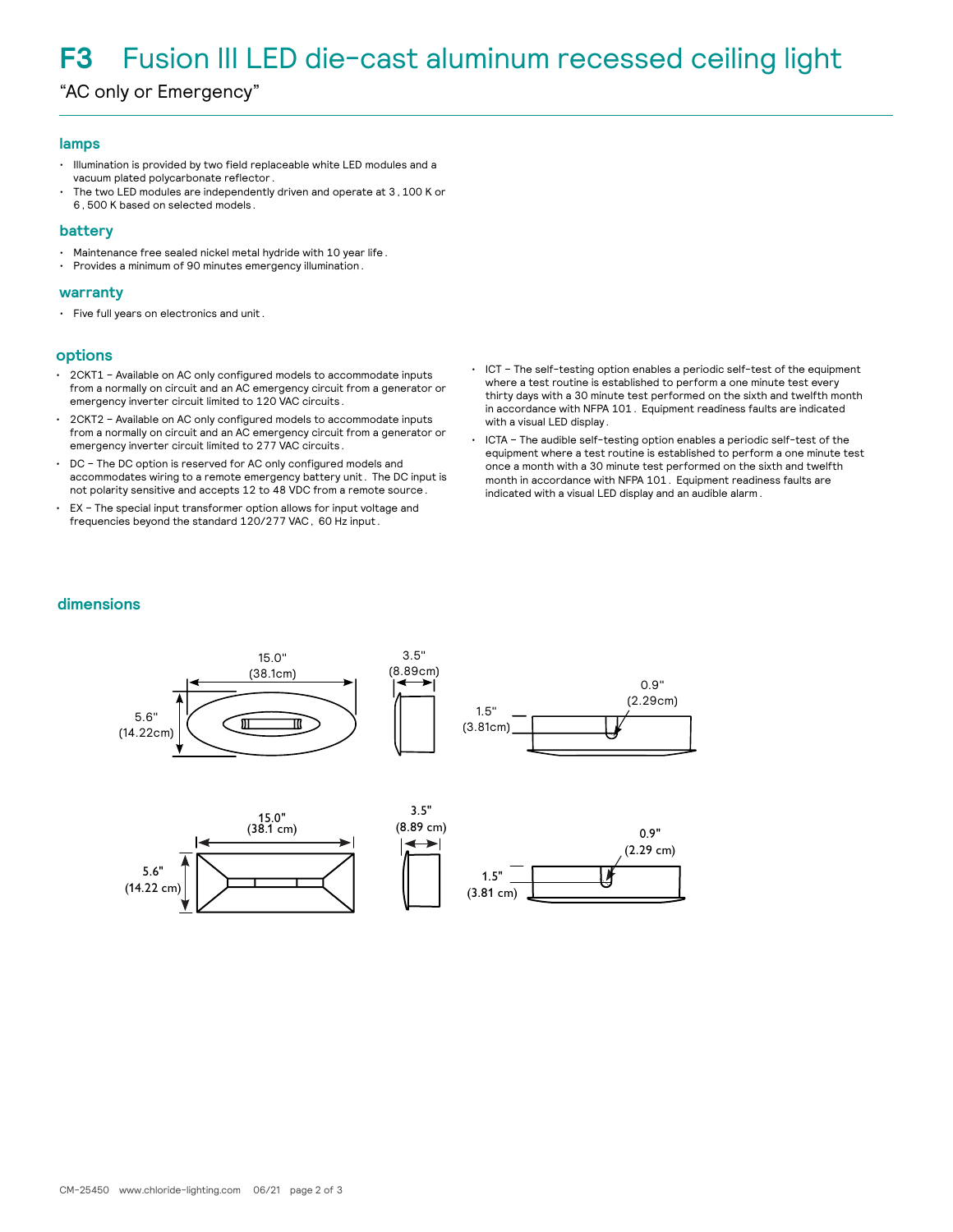# F3 Fusion III LED die-cast aluminum recessed ceiling light

"AC only or Emergency"

## lamps

- Illumination is provided by two field replaceable white LED modules and a vacuum plated polycarbonate reflector.
- The two LED modules are independently driven and operate at 3,100 K or 6,500 K based on selected models.

## battery

- Maintenance free sealed nickel metal hydride with 10 year life.
- Provides a minimum of 90 minutes emergency illumination.

## warranty

- Five full years on electronics and unit.

## options

- 2CKT1 – Available on AC only configured models to accommodate inputs from a normally on circuit and an AC emergency circuit from a generator or emergency inverter circuit limited to 120 VAC circuits.
- 2CKT2 – Available on AC only configured models to accommodate inputs from a normally on circuit and an AC emergency circuit from a generator or emergency inverter circuit limited to 277 VAC circuits.
- DC – The DC option is reserved for AC only configured models and accommodates wiring to a remote emergency battery unit. The DC input is not polarity sensitive and accepts 12 to 48 VDC from a remote source.
- EX – The special input transformer option allows for input voltage and frequencies beyond the standard 120/277 VAC, 60 Hz input.
- ICT – The self-testing option enables a periodic self-test of the equipment where a test routine is established to perform a one minute test every thirty days with a 30 minute test performed on the sixth and twelfth month in accordance with NFPA 101. Equipment readiness faults are indicated with a visual LED display.
- ICTA – The audible self-testing option enables a periodic self-test of the equipment where a test routine is established to perform a one minute test once a month with a 30 minute test performed on the sixth and twelfth month in accordance with NFPA 101. Equipment readiness faults are indicated with a visual LED display and an audible alarm.

## dimensions

15.0" (38.1cm)
5.6" (14.22cm)
3.5" (8.89cm)
1.5" (3.81cm)
0.9" (2.29cm)

15.0" (38.1 cm)
5.6" (14.22 cm)
3.5" (8.89 cm)
1.5" (3.81 cm)
0.9" (2.29 cm)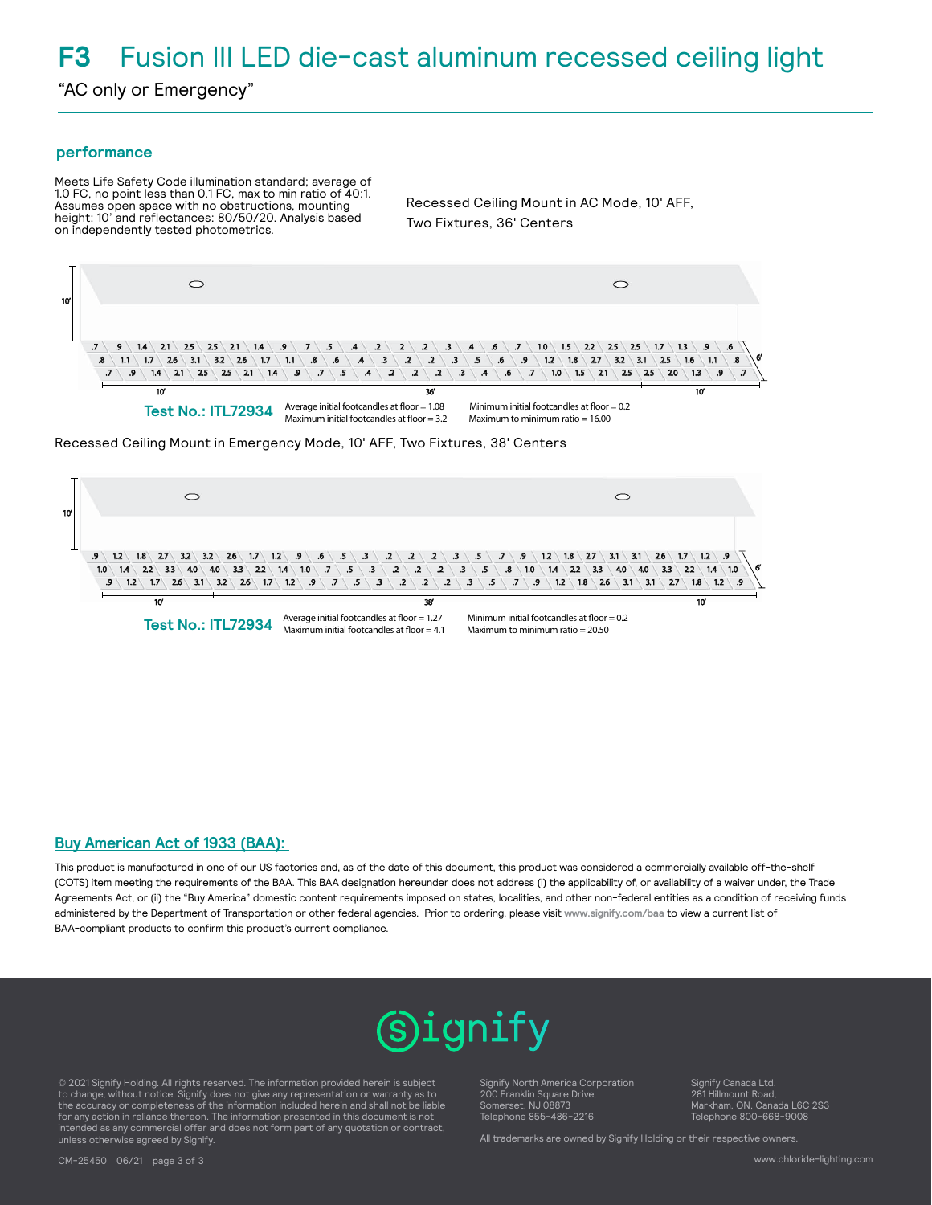# F3 Fusion III LED die-cast aluminum recessed ceiling light

"AC only or Emergency"

## performance

Meets Life Safety Code illumination standard; average of 1.0 FC, no point less than 0.1 FC, max to min ratio of 40:1. Assumes open space with no obstructions, mounting height: 10' and reflectances: 80/50/20. Analysis based on independently tested photometrics.

Recessed Ceiling Mount in AC Mode, 10' AFF, Two Fixtures, 36' Centers

10'

.7 .9 1.4 2.1 2.5 2.5 2.1 1.4 .9 .7 .5 .4 .2 .2 .2 .3 .4 .6 .7 1.0 1.5 2.2 2.5 2.5 1.7 1.3 .9 .6

.8 1.1 1.7 2.6 3.1 3.2 2.6 1.7 1.1 .8 .6 .4 .3 .2 .2 .3 .5 .6 .9 1.2 1.8 2.7 3.2 3.1 2.5 1.6 1.1 .8

.7 .9 1.4 2.1 2.5 2.5 2.1 1.4 .9 .7 .5 .4 .2 .2 .2 .3 .4 .6 .7 1.0 1.5 2.1 2.5 2.5 2.0 1.3 .9 .7

6'

10' 36' 10'

**Test No.: ITL72934**

Average initial footcandles at floor = 1.08
Maximum initial footcandles at floor = 3.2
Minimum initial footcandles at floor = 0.2
Maximum to minimum ratio = 16.00

Recessed Ceiling Mount in Emergency Mode, 10' AFF, Two Fixtures, 38' Centers

10'

.9 1.2 1.8 2.7 3.2 3.2 2.6 1.7 1.2 .9 .6 .5 .3 .2 .2 .2 .3 .5 .7 .9 1.2 1.8 2.7 3.1 3.1 2.6 1.7 1.2 .9

1.0 1.4 2.2 3.3 4.0 4.0 3.3 2.2 1.4 1.0 .7 .5 .3 .2 .2 .2 .3 .5 .8 1.0 1.4 2.2 3.3 4.0 4.0 3.3 2.2 1.4 1.0

.9 1.2 1.7 2.6 3.1 3.2 2.6 1.7 1.2 .9 .7 .5 .3 .2 .2 .2 .3 .5 .7 .9 1.2 1.8 2.6 3.1 3.1 2.7 1.8 1.2 .9

6'

10' 38' 10'

**Test No.: ITL72934**

Average initial footcandles at floor = 1.27
Maximum initial footcandles at floor = 4.1
Minimum initial footcandles at floor = 0.2
Maximum to minimum ratio = 20.50

## Buy American Act of 1933 (BAA):

This product is manufactured in one of our US factories and, as of the date of this document, this product was considered a commercially available off-the-shelf (COTS) item meeting the requirements of the BAA. This BAA designation hereunder does not address (i) the applicability of, or availability of a waiver under, the Trade Agreements Act, or (ii) the "Buy America" domestic content requirements imposed on states, localities, and other non-federal entities as a condition of receiving funds administered by the Department of Transportation or other federal agencies. Prior to ordering, please visit www.signify.com/baa to view a current list of BAA-compliant products to confirm this product's current compliance.

signify

© 2021 Signify Holding. All rights reserved. The information provided herein is subject to change, without notice. Signify does not give any representation or warranty as to the accuracy or completeness of the information included herein and shall not be liable for any action in reliance thereon. The information presented in this document is not intended as any commercial offer and does not form part of any quotation or contract, unless otherwise agreed by Signify.

Signify North America Corporation
200 Franklin Square Drive,
Somerset, NJ 08873
Telephone 855-486-2216

Signify Canada Ltd.
281 Hillmount Road,
Markham, ON, Canada L6C 2S3
Telephone 800-668-9008

All trademarks are owned by Signify Holding or their respective owners.

CM-25450 06/21

www.chloride-lighting.com